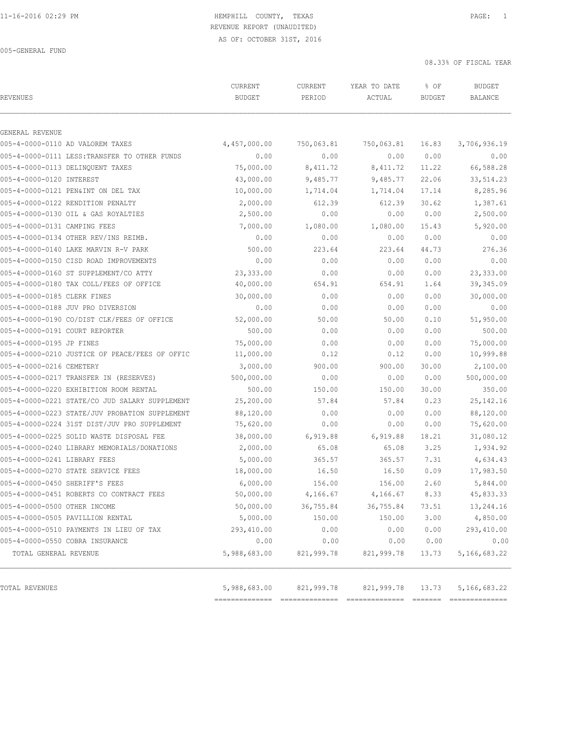11-16-2016 02:29 PM

# HEMPHILL COUNTY, TEXAS
## REVENUE REPORT (UNAUDITED)
AS OF: OCTOBER 31ST, 2016

005-GENERAL FUND

08.33% OF FISCAL YEAR

| REVENUES | CURRENT BUDGET | CURRENT PERIOD | YEAR TO DATE ACTUAL | % OF BUDGET | BUDGET BALANCE |
|---|---|---|---|---|---|
| GENERAL REVENUE | | | | | |
| 005-4-0000-0110 AD VALOREM TAXES | 4,457,000.00 | 750,063.81 | 750,063.81 | 16.83 | 3,706,936.19 |
| 005-4-0000-0111 LESS:TRANSFER TO OTHER FUNDS | 0.00 | 0.00 | 0.00 | 0.00 | 0.00 |
| 005-4-0000-0113 DELINQUENT TAXES | 75,000.00 | 8,411.72 | 8,411.72 | 11.22 | 66,588.28 |
| 005-4-0000-0120 INTEREST | 43,000.00 | 9,485.77 | 9,485.77 | 22.06 | 33,514.23 |
| 005-4-0000-0121 PEN&INT ON DEL TAX | 10,000.00 | 1,714.04 | 1,714.04 | 17.14 | 8,285.96 |
| 005-4-0000-0122 RENDITION PENALTY | 2,000.00 | 612.39 | 612.39 | 30.62 | 1,387.61 |
| 005-4-0000-0130 OIL & GAS ROYALTIES | 2,500.00 | 0.00 | 0.00 | 0.00 | 2,500.00 |
| 005-4-0000-0131 CAMPING FEES | 7,000.00 | 1,080.00 | 1,080.00 | 15.43 | 5,920.00 |
| 005-4-0000-0134 OTHER REV/INS REIMB. | 0.00 | 0.00 | 0.00 | 0.00 | 0.00 |
| 005-4-0000-0140 LAKE MARVIN R-V PARK | 500.00 | 223.64 | 223.64 | 44.73 | 276.36 |
| 005-4-0000-0150 CISD ROAD IMPROVEMENTS | 0.00 | 0.00 | 0.00 | 0.00 | 0.00 |
| 005-4-0000-0160 ST SUPPLEMENT/CO ATTY | 23,333.00 | 0.00 | 0.00 | 0.00 | 23,333.00 |
| 005-4-0000-0180 TAX COLL/FEES OF OFFICE | 40,000.00 | 654.91 | 654.91 | 1.64 | 39,345.09 |
| 005-4-0000-0185 CLERK FINES | 30,000.00 | 0.00 | 0.00 | 0.00 | 30,000.00 |
| 005-4-0000-0188 JUV PRO DIVERSION | 0.00 | 0.00 | 0.00 | 0.00 | 0.00 |
| 005-4-0000-0190 CO/DIST CLK/FEES OF OFFICE | 52,000.00 | 50.00 | 50.00 | 0.10 | 51,950.00 |
| 005-4-0000-0191 COURT REPORTER | 500.00 | 0.00 | 0.00 | 0.00 | 500.00 |
| 005-4-0000-0195 JP FINES | 75,000.00 | 0.00 | 0.00 | 0.00 | 75,000.00 |
| 005-4-0000-0210 JUSTICE OF PEACE/FEES OF OFFIC | 11,000.00 | 0.12 | 0.12 | 0.00 | 10,999.88 |
| 005-4-0000-0216 CEMETERY | 3,000.00 | 900.00 | 900.00 | 30.00 | 2,100.00 |
| 005-4-0000-0217 TRANSFER IN (RESERVES) | 500,000.00 | 0.00 | 0.00 | 0.00 | 500,000.00 |
| 005-4-0000-0220 EXHIBITION ROOM RENTAL | 500.00 | 150.00 | 150.00 | 30.00 | 350.00 |
| 005-4-0000-0221 STATE/CO JUD SALARY SUPPLEMENT | 25,200.00 | 57.84 | 57.84 | 0.23 | 25,142.16 |
| 005-4-0000-0223 STATE/JUV PROBATION SUPPLEMENT | 88,120.00 | 0.00 | 0.00 | 0.00 | 88,120.00 |
| 005-4-0000-0224 31ST DIST/JUV PRO SUPPLEMENT | 75,620.00 | 0.00 | 0.00 | 0.00 | 75,620.00 |
| 005-4-0000-0225 SOLID WASTE DISPOSAL FEE | 38,000.00 | 6,919.88 | 6,919.88 | 18.21 | 31,080.12 |
| 005-4-0000-0240 LIBRARY MEMORIALS/DONATIONS | 2,000.00 | 65.08 | 65.08 | 3.25 | 1,934.92 |
| 005-4-0000-0241 LIBRARY FEES | 5,000.00 | 365.57 | 365.57 | 7.31 | 4,634.43 |
| 005-4-0000-0270 STATE SERVICE FEES | 18,000.00 | 16.50 | 16.50 | 0.09 | 17,983.50 |
| 005-4-0000-0450 SHERIFF'S FEES | 6,000.00 | 156.00 | 156.00 | 2.60 | 5,844.00 |
| 005-4-0000-0451 ROBERTS CO CONTRACT FEES | 50,000.00 | 4,166.67 | 4,166.67 | 8.33 | 45,833.33 |
| 005-4-0000-0500 OTHER INCOME | 50,000.00 | 36,755.84 | 36,755.84 | 73.51 | 13,244.16 |
| 005-4-0000-0505 PAVILLION RENTAL | 5,000.00 | 150.00 | 150.00 | 3.00 | 4,850.00 |
| 005-4-0000-0510 PAYMENTS IN LIEU OF TAX | 293,410.00 | 0.00 | 0.00 | 0.00 | 293,410.00 |
| 005-4-0000-0550 COBRA INSURANCE | 0.00 | 0.00 | 0.00 | 0.00 | 0.00 |
| TOTAL GENERAL REVENUE | 5,988,683.00 | 821,999.78 | 821,999.78 | 13.73 | 5,166,683.22 |
| TOTAL REVENUES | 5,988,683.00 | 821,999.78 | 821,999.78 | 13.73 | 5,166,683.22 |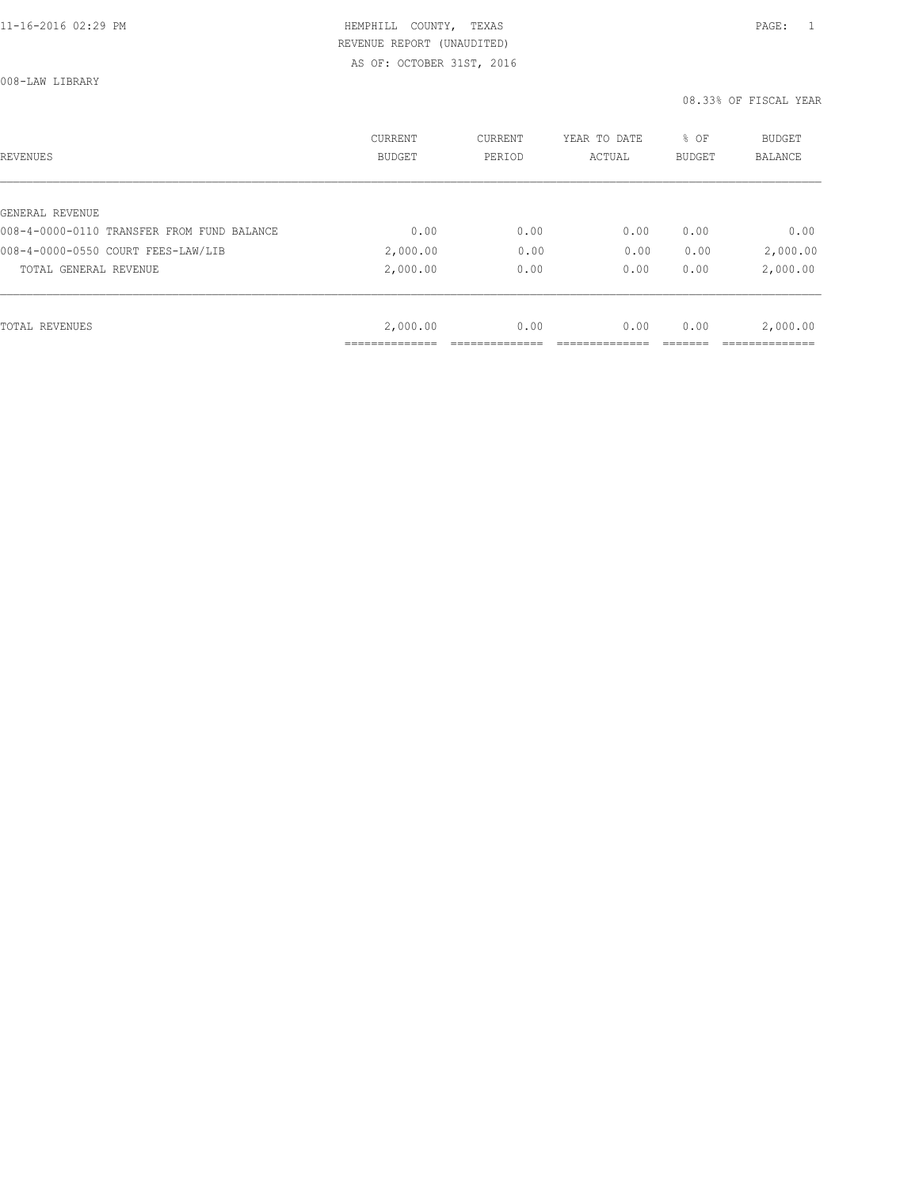HEMPHILL COUNTY, TEXAS

REVENUE REPORT (UNAUDITED)

AS OF: OCTOBER 31ST, 2016

008-LAW LIBRARY

08.33% OF FISCAL YEAR

| REVENUES | CURRENT BUDGET | CURRENT PERIOD | YEAR TO DATE ACTUAL | % OF BUDGET | BUDGET BALANCE |
|---|---|---|---|---|---|
| GENERAL REVENUE | | | | | |
| 008-4-0000-0110 TRANSFER FROM FUND BALANCE | 0.00 | 0.00 | 0.00 | 0.00 | 0.00 |
| 008-4-0000-0550 COURT FEES-LAW/LIB | 2,000.00 | 0.00 | 0.00 | 0.00 | 2,000.00 |
| TOTAL GENERAL REVENUE | 2,000.00 | 0.00 | 0.00 | 0.00 | 2,000.00 |
| TOTAL REVENUES | 2,000.00 | 0.00 | 0.00 | 0.00 | 2,000.00 |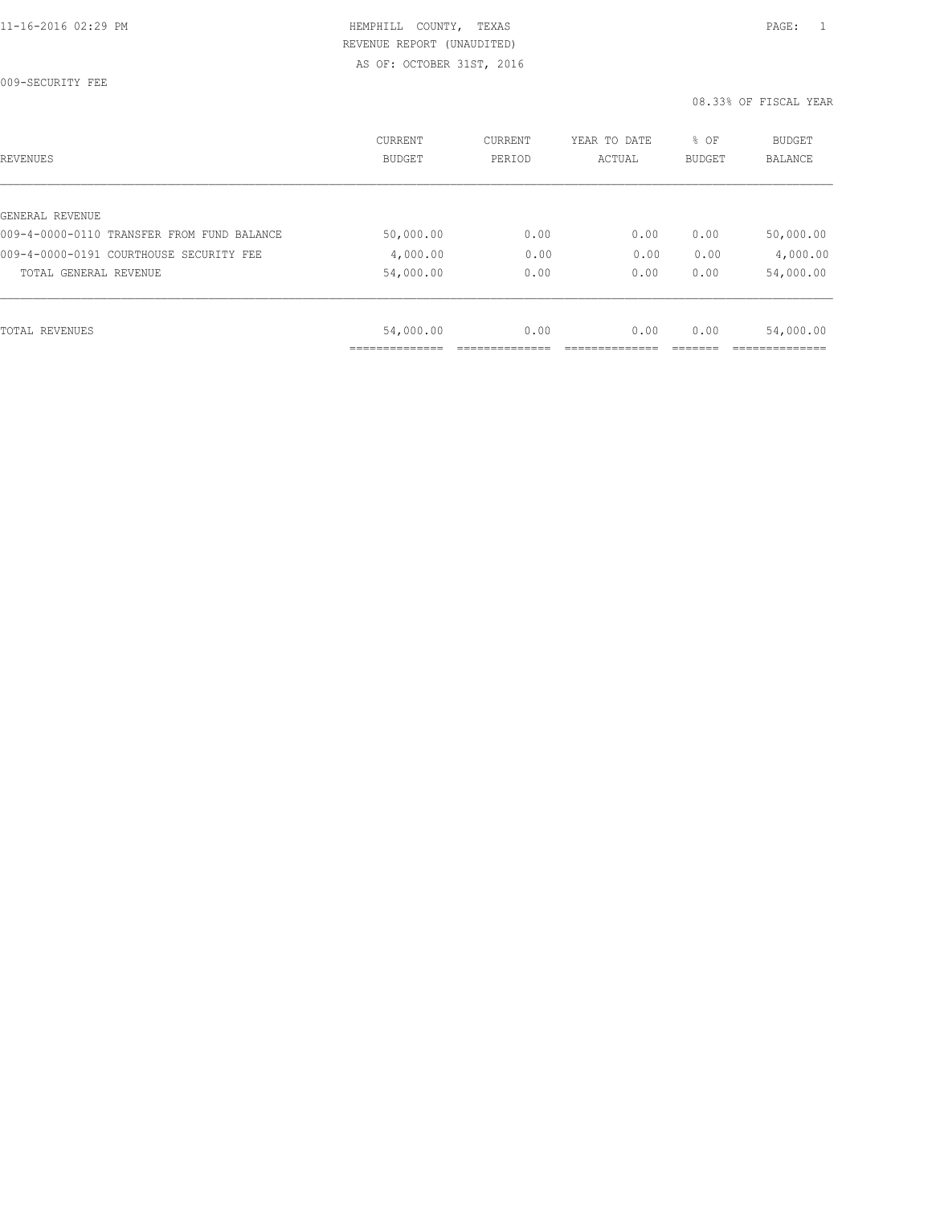HEMPHILL COUNTY, TEXAS
REVENUE REPORT (UNAUDITED)
AS OF: OCTOBER 31ST, 2016

009-SECURITY FEE

08.33% OF FISCAL YEAR

| REVENUES | CURRENT BUDGET | CURRENT PERIOD | YEAR TO DATE ACTUAL | % OF BUDGET | BUDGET BALANCE |
|---|---|---|---|---|---|
| GENERAL REVENUE | | | | | |
| 009-4-0000-0110 TRANSFER FROM FUND BALANCE | 50,000.00 | 0.00 | 0.00 | 0.00 | 50,000.00 |
| 009-4-0000-0191 COURTHOUSE SECURITY FEE | 4,000.00 | 0.00 | 0.00 | 0.00 | 4,000.00 |
| TOTAL GENERAL REVENUE | 54,000.00 | 0.00 | 0.00 | 0.00 | 54,000.00 |
| TOTAL REVENUES | 54,000.00 | 0.00 | 0.00 | 0.00 | 54,000.00 |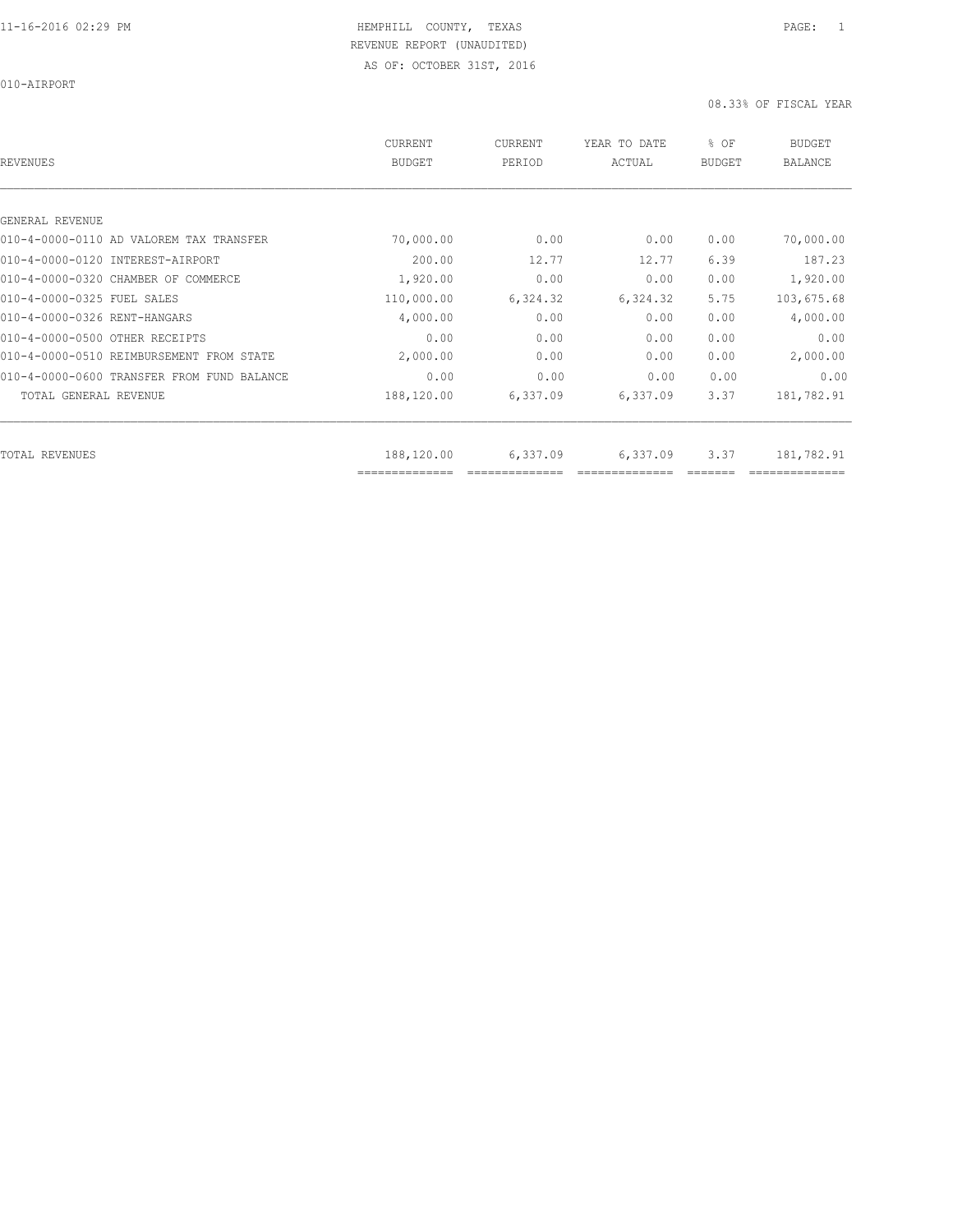HEMPHILL COUNTY, TEXAS
REVENUE REPORT (UNAUDITED)
AS OF: OCTOBER 31ST, 2016

010-AIRPORT

08.33% OF FISCAL YEAR

| REVENUES | CURRENT BUDGET | CURRENT PERIOD | YEAR TO DATE ACTUAL | % OF BUDGET | BUDGET BALANCE |
|---|---|---|---|---|---|
| GENERAL REVENUE | | | | | |
| 010-4-0000-0110 AD VALOREM TAX TRANSFER | 70,000.00 | 0.00 | 0.00 | 0.00 | 70,000.00 |
| 010-4-0000-0120 INTEREST-AIRPORT | 200.00 | 12.77 | 12.77 | 6.39 | 187.23 |
| 010-4-0000-0320 CHAMBER OF COMMERCE | 1,920.00 | 0.00 | 0.00 | 0.00 | 1,920.00 |
| 010-4-0000-0325 FUEL SALES | 110,000.00 | 6,324.32 | 6,324.32 | 5.75 | 103,675.68 |
| 010-4-0000-0326 RENT-HANGARS | 4,000.00 | 0.00 | 0.00 | 0.00 | 4,000.00 |
| 010-4-0000-0500 OTHER RECEIPTS | 0.00 | 0.00 | 0.00 | 0.00 | 0.00 |
| 010-4-0000-0510 REIMBURSEMENT FROM STATE | 2,000.00 | 0.00 | 0.00 | 0.00 | 2,000.00 |
| 010-4-0000-0600 TRANSFER FROM FUND BALANCE | 0.00 | 0.00 | 0.00 | 0.00 | 0.00 |
| TOTAL GENERAL REVENUE | 188,120.00 | 6,337.09 | 6,337.09 | 3.37 | 181,782.91 |
| TOTAL REVENUES | 188,120.00 | 6,337.09 | 6,337.09 | 3.37 | 181,782.91 |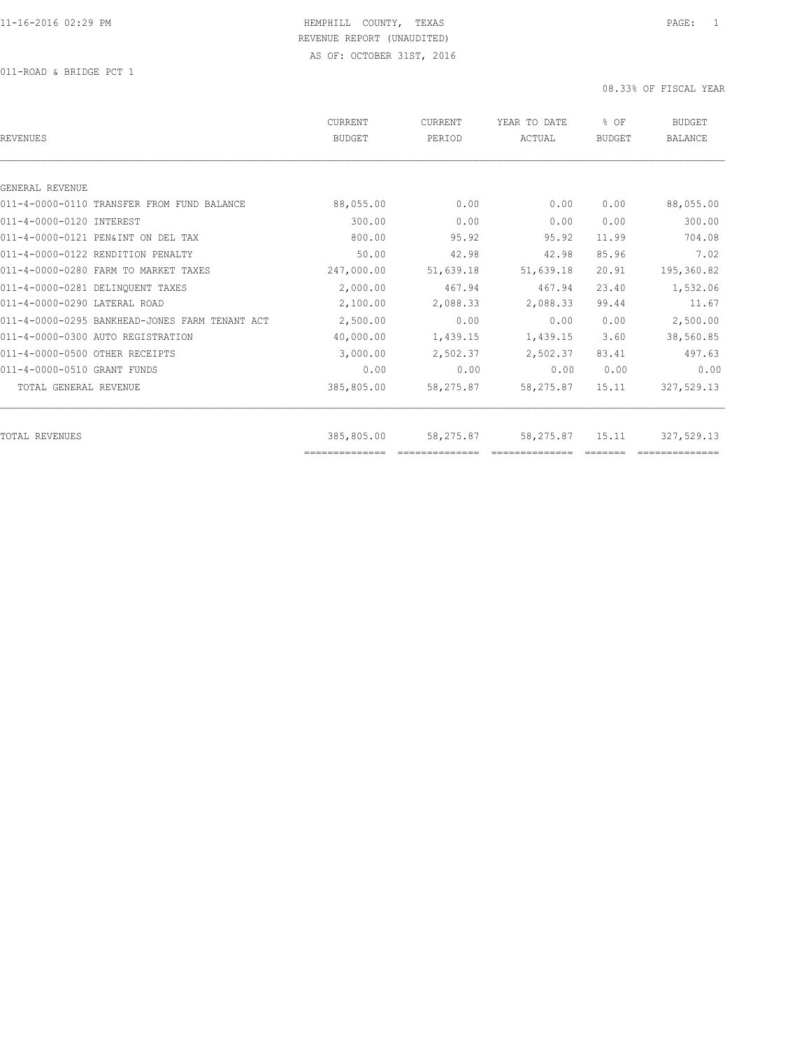HEMPHILL COUNTY, TEXAS
REVENUE REPORT (UNAUDITED)
AS OF: OCTOBER 31ST, 2016

011-ROAD & BRIDGE PCT 1

08.33% OF FISCAL YEAR

| REVENUES | CURRENT BUDGET | CURRENT PERIOD | YEAR TO DATE ACTUAL | % OF BUDGET | BUDGET BALANCE |
|---|---|---|---|---|---|
| GENERAL REVENUE | | | | | |
| 011-4-0000-0110 TRANSFER FROM FUND BALANCE | 88,055.00 | 0.00 | 0.00 | 0.00 | 88,055.00 |
| 011-4-0000-0120 INTEREST | 300.00 | 0.00 | 0.00 | 0.00 | 300.00 |
| 011-4-0000-0121 PEN&INT ON DEL TAX | 800.00 | 95.92 | 95.92 | 11.99 | 704.08 |
| 011-4-0000-0122 RENDITION PENALTY | 50.00 | 42.98 | 42.98 | 85.96 | 7.02 |
| 011-4-0000-0280 FARM TO MARKET TAXES | 247,000.00 | 51,639.18 | 51,639.18 | 20.91 | 195,360.82 |
| 011-4-0000-0281 DELINQUENT TAXES | 2,000.00 | 467.94 | 467.94 | 23.40 | 1,532.06 |
| 011-4-0000-0290 LATERAL ROAD | 2,100.00 | 2,088.33 | 2,088.33 | 99.44 | 11.67 |
| 011-4-0000-0295 BANKHEAD-JONES FARM TENANT ACT | 2,500.00 | 0.00 | 0.00 | 0.00 | 2,500.00 |
| 011-4-0000-0300 AUTO REGISTRATION | 40,000.00 | 1,439.15 | 1,439.15 | 3.60 | 38,560.85 |
| 011-4-0000-0500 OTHER RECEIPTS | 3,000.00 | 2,502.37 | 2,502.37 | 83.41 | 497.63 |
| 011-4-0000-0510 GRANT FUNDS | 0.00 | 0.00 | 0.00 | 0.00 | 0.00 |
| TOTAL GENERAL REVENUE | 385,805.00 | 58,275.87 | 58,275.87 | 15.11 | 327,529.13 |
| TOTAL REVENUES | 385,805.00 | 58,275.87 | 58,275.87 | 15.11 | 327,529.13 |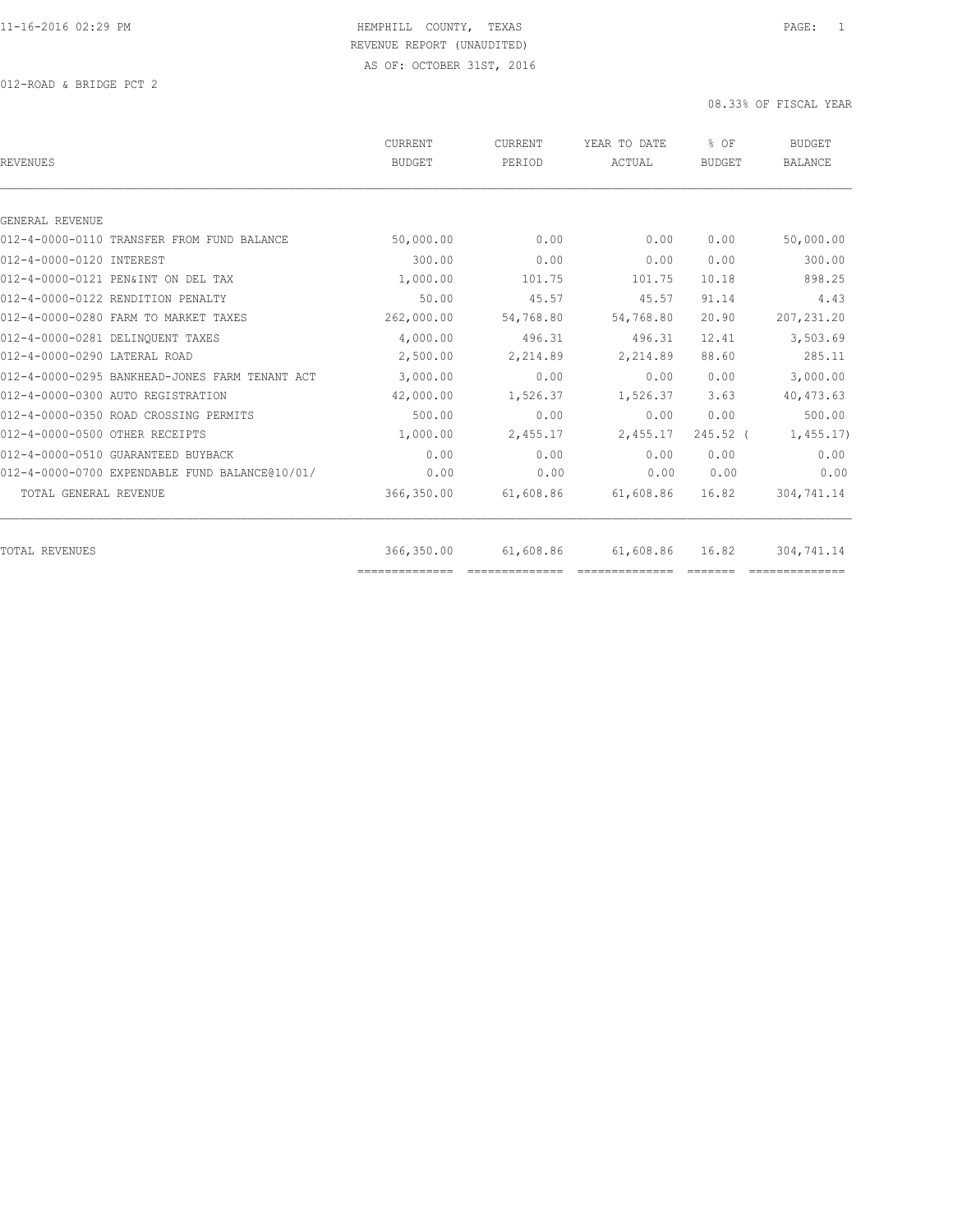HEMPHILL COUNTY, TEXAS
REVENUE REPORT (UNAUDITED)
AS OF: OCTOBER 31ST, 2016

012-ROAD & BRIDGE PCT 2

08.33% OF FISCAL YEAR

| REVENUES | CURRENT BUDGET | CURRENT PERIOD | YEAR TO DATE ACTUAL | % OF BUDGET | BUDGET BALANCE |
|---|---|---|---|---|---|
| GENERAL REVENUE | | | | | |
| 012-4-0000-0110 TRANSFER FROM FUND BALANCE | 50,000.00 | 0.00 | 0.00 | 0.00 | 50,000.00 |
| 012-4-0000-0120 INTEREST | 300.00 | 0.00 | 0.00 | 0.00 | 300.00 |
| 012-4-0000-0121 PEN&INT ON DEL TAX | 1,000.00 | 101.75 | 101.75 | 10.18 | 898.25 |
| 012-4-0000-0122 RENDITION PENALTY | 50.00 | 45.57 | 45.57 | 91.14 | 4.43 |
| 012-4-0000-0280 FARM TO MARKET TAXES | 262,000.00 | 54,768.80 | 54,768.80 | 20.90 | 207,231.20 |
| 012-4-0000-0281 DELINQUENT TAXES | 4,000.00 | 496.31 | 496.31 | 12.41 | 3,503.69 |
| 012-4-0000-0290 LATERAL ROAD | 2,500.00 | 2,214.89 | 2,214.89 | 88.60 | 285.11 |
| 012-4-0000-0295 BANKHEAD-JONES FARM TENANT ACT | 3,000.00 | 0.00 | 0.00 | 0.00 | 3,000.00 |
| 012-4-0000-0300 AUTO REGISTRATION | 42,000.00 | 1,526.37 | 1,526.37 | 3.63 | 40,473.63 |
| 012-4-0000-0350 ROAD CROSSING PERMITS | 500.00 | 0.00 | 0.00 | 0.00 | 500.00 |
| 012-4-0000-0500 OTHER RECEIPTS | 1,000.00 | 2,455.17 | 2,455.17 | 245.52 ( | 1,455.17) |
| 012-4-0000-0510 GUARANTEED BUYBACK | 0.00 | 0.00 | 0.00 | 0.00 | 0.00 |
| 012-4-0000-0700 EXPENDABLE FUND BALANCE@10/01/ | 0.00 | 0.00 | 0.00 | 0.00 | 0.00 |
| TOTAL GENERAL REVENUE | 366,350.00 | 61,608.86 | 61,608.86 | 16.82 | 304,741.14 |
| TOTAL REVENUES | 366,350.00 | 61,608.86 | 61,608.86 | 16.82 | 304,741.14 |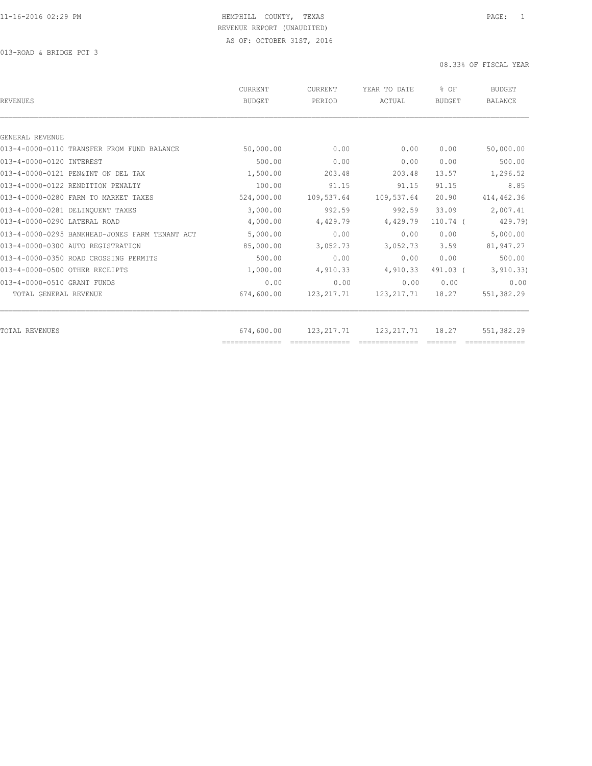HEMPHILL COUNTY, TEXAS
REVENUE REPORT (UNAUDITED)
AS OF: OCTOBER 31ST, 2016

013-ROAD & BRIDGE PCT 3

08.33% OF FISCAL YEAR

| REVENUES | CURRENT BUDGET | CURRENT PERIOD | YEAR TO DATE ACTUAL | % OF BUDGET | BUDGET BALANCE |
|---|---|---|---|---|---|
| GENERAL REVENUE | | | | | |
| 013-4-0000-0110 TRANSFER FROM FUND BALANCE | 50,000.00 | 0.00 | 0.00 | 0.00 | 50,000.00 |
| 013-4-0000-0120 INTEREST | 500.00 | 0.00 | 0.00 | 0.00 | 500.00 |
| 013-4-0000-0121 PEN&INT ON DEL TAX | 1,500.00 | 203.48 | 203.48 | 13.57 | 1,296.52 |
| 013-4-0000-0122 RENDITION PENALTY | 100.00 | 91.15 | 91.15 | 91.15 | 8.85 |
| 013-4-0000-0280 FARM TO MARKET TAXES | 524,000.00 | 109,537.64 | 109,537.64 | 20.90 | 414,462.36 |
| 013-4-0000-0281 DELINQUENT TAXES | 3,000.00 | 992.59 | 992.59 | 33.09 | 2,007.41 |
| 013-4-0000-0290 LATERAL ROAD | 4,000.00 | 4,429.79 | 4,429.79 | 110.74 | ( 429.79) |
| 013-4-0000-0295 BANKHEAD-JONES FARM TENANT ACT | 5,000.00 | 0.00 | 0.00 | 0.00 | 5,000.00 |
| 013-4-0000-0300 AUTO REGISTRATION | 85,000.00 | 3,052.73 | 3,052.73 | 3.59 | 81,947.27 |
| 013-4-0000-0350 ROAD CROSSING PERMITS | 500.00 | 0.00 | 0.00 | 0.00 | 500.00 |
| 013-4-0000-0500 OTHER RECEIPTS | 1,000.00 | 4,910.33 | 4,910.33 | 491.03 | ( 3,910.33) |
| 013-4-0000-0510 GRANT FUNDS | 0.00 | 0.00 | 0.00 | 0.00 | 0.00 |
| TOTAL GENERAL REVENUE | 674,600.00 | 123,217.71 | 123,217.71 | 18.27 | 551,382.29 |
| TOTAL REVENUES | 674,600.00 | 123,217.71 | 123,217.71 | 18.27 | 551,382.29 |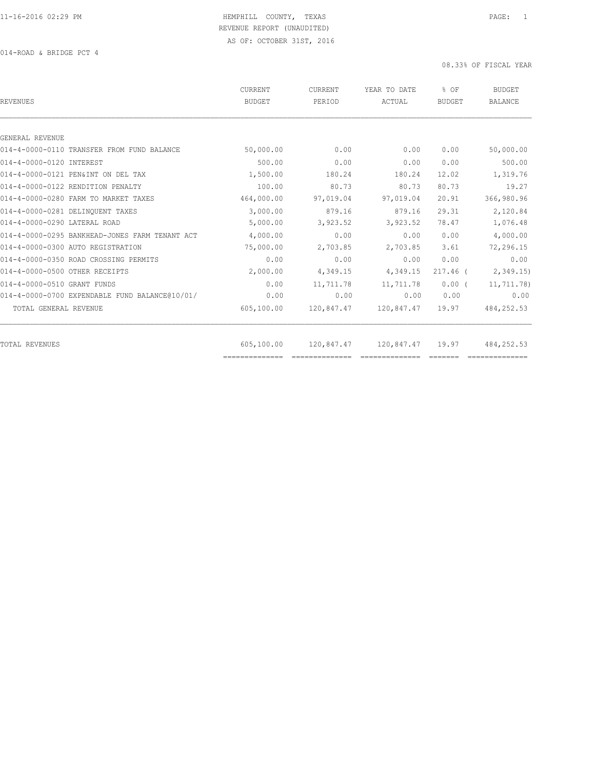HEMPHILL COUNTY, TEXAS
REVENUE REPORT (UNAUDITED)
AS OF: OCTOBER 31ST, 2016

014-ROAD & BRIDGE PCT 4

08.33% OF FISCAL YEAR

| REVENUES | CURRENT BUDGET | CURRENT PERIOD | YEAR TO DATE ACTUAL | % OF BUDGET | BUDGET BALANCE |
|---|---|---|---|---|---|
| GENERAL REVENUE | | | | | |
| 014-4-0000-0110 TRANSFER FROM FUND BALANCE | 50,000.00 | 0.00 | 0.00 | 0.00 | 50,000.00 |
| 014-4-0000-0120 INTEREST | 500.00 | 0.00 | 0.00 | 0.00 | 500.00 |
| 014-4-0000-0121 PEN&INT ON DEL TAX | 1,500.00 | 180.24 | 180.24 | 12.02 | 1,319.76 |
| 014-4-0000-0122 RENDITION PENALTY | 100.00 | 80.73 | 80.73 | 80.73 | 19.27 |
| 014-4-0000-0280 FARM TO MARKET TAXES | 464,000.00 | 97,019.04 | 97,019.04 | 20.91 | 366,980.96 |
| 014-4-0000-0281 DELINQUENT TAXES | 3,000.00 | 879.16 | 879.16 | 29.31 | 2,120.84 |
| 014-4-0000-0290 LATERAL ROAD | 5,000.00 | 3,923.52 | 3,923.52 | 78.47 | 1,076.48 |
| 014-4-0000-0295 BANKHEAD-JONES FARM TENANT ACT | 4,000.00 | 0.00 | 0.00 | 0.00 | 4,000.00 |
| 014-4-0000-0300 AUTO REGISTRATION | 75,000.00 | 2,703.85 | 2,703.85 | 3.61 | 72,296.15 |
| 014-4-0000-0350 ROAD CROSSING PERMITS | 0.00 | 0.00 | 0.00 | 0.00 | 0.00 |
| 014-4-0000-0500 OTHER RECEIPTS | 2,000.00 | 4,349.15 | 4,349.15 | 217.46 | ( 2,349.15) |
| 014-4-0000-0510 GRANT FUNDS | 0.00 | 11,711.78 | 11,711.78 | 0.00 | ( 11,711.78) |
| 014-4-0000-0700 EXPENDABLE FUND BALANCE@10/01/ | 0.00 | 0.00 | 0.00 | 0.00 | 0.00 |
| TOTAL GENERAL REVENUE | 605,100.00 | 120,847.47 | 120,847.47 | 19.97 | 484,252.53 |
| TOTAL REVENUES | 605,100.00 | 120,847.47 | 120,847.47 | 19.97 | 484,252.53 |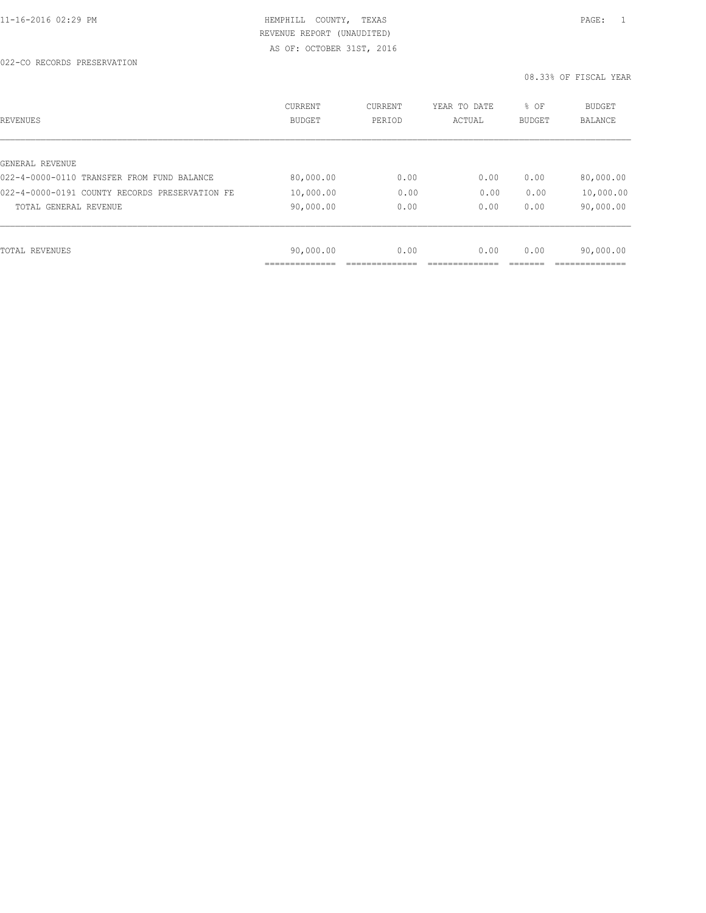HEMPHILL COUNTY, TEXAS
REVENUE REPORT (UNAUDITED)
AS OF: OCTOBER 31ST, 2016

022-CO RECORDS PRESERVATION

08.33% OF FISCAL YEAR

| REVENUES | CURRENT BUDGET | CURRENT PERIOD | YEAR TO DATE ACTUAL | % OF BUDGET | BUDGET BALANCE |
|---|---|---|---|---|---|
| GENERAL REVENUE | | | | | |
| 022-4-0000-0110 TRANSFER FROM FUND BALANCE | 80,000.00 | 0.00 | 0.00 | 0.00 | 80,000.00 |
| 022-4-0000-0191 COUNTY RECORDS PRESERVATION FE | 10,000.00 | 0.00 | 0.00 | 0.00 | 10,000.00 |
| TOTAL GENERAL REVENUE | 90,000.00 | 0.00 | 0.00 | 0.00 | 90,000.00 |
| TOTAL REVENUES | 90,000.00 | 0.00 | 0.00 | 0.00 | 90,000.00 |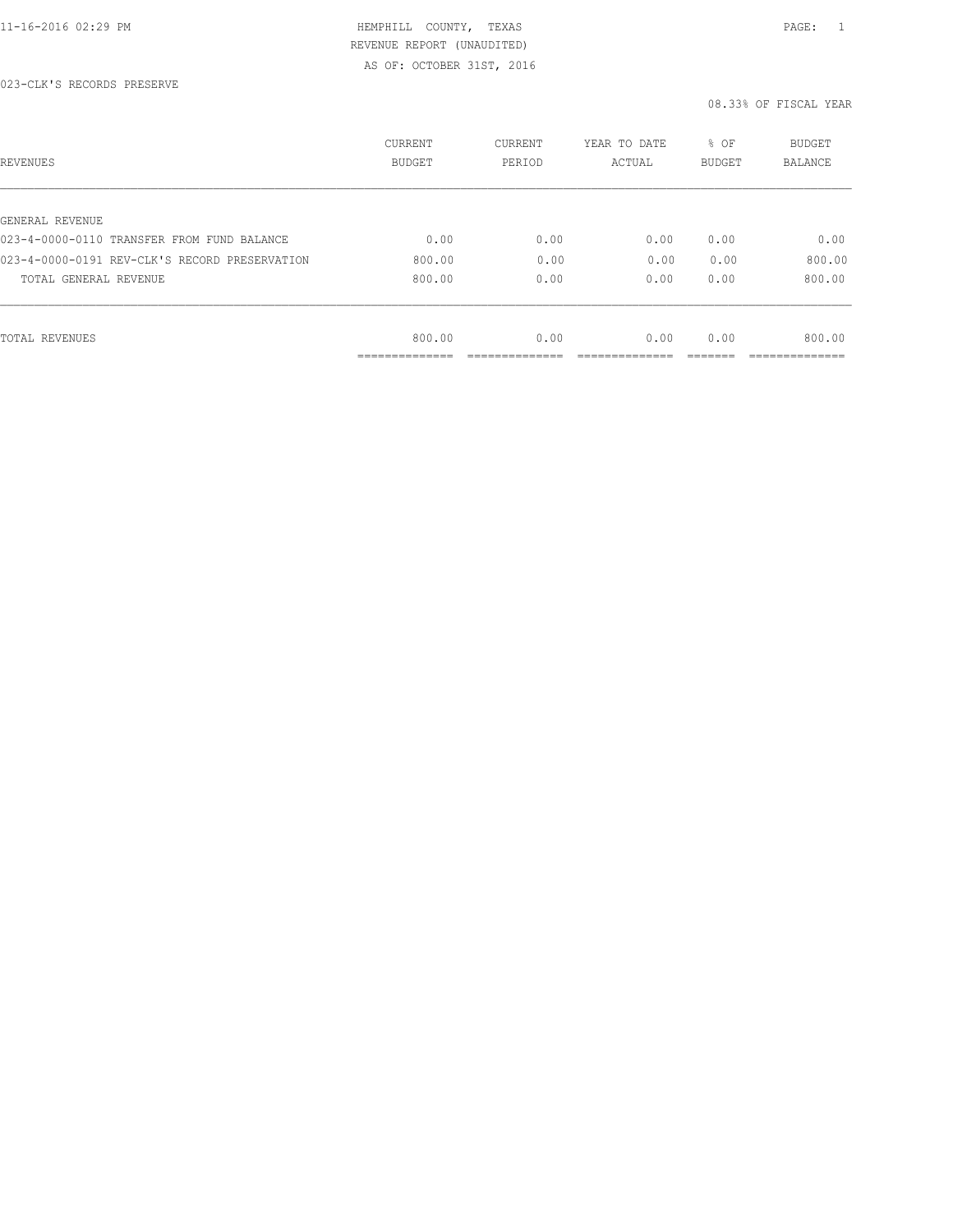HEMPHILL COUNTY, TEXAS
REVENUE REPORT (UNAUDITED)
AS OF: OCTOBER 31ST, 2016

023-CLK'S RECORDS PRESERVE

08.33% OF FISCAL YEAR

| REVENUES | CURRENT BUDGET | CURRENT PERIOD | YEAR TO DATE ACTUAL | % OF BUDGET | BUDGET BALANCE |
|---|---|---|---|---|---|
| GENERAL REVENUE | | | | | |
| 023-4-0000-0110 TRANSFER FROM FUND BALANCE | 0.00 | 0.00 | 0.00 | 0.00 | 0.00 |
| 023-4-0000-0191 REV-CLK'S RECORD PRESERVATION | 800.00 | 0.00 | 0.00 | 0.00 | 800.00 |
| TOTAL GENERAL REVENUE | 800.00 | 0.00 | 0.00 | 0.00 | 800.00 |
| TOTAL REVENUES | 800.00 | 0.00 | 0.00 | 0.00 | 800.00 |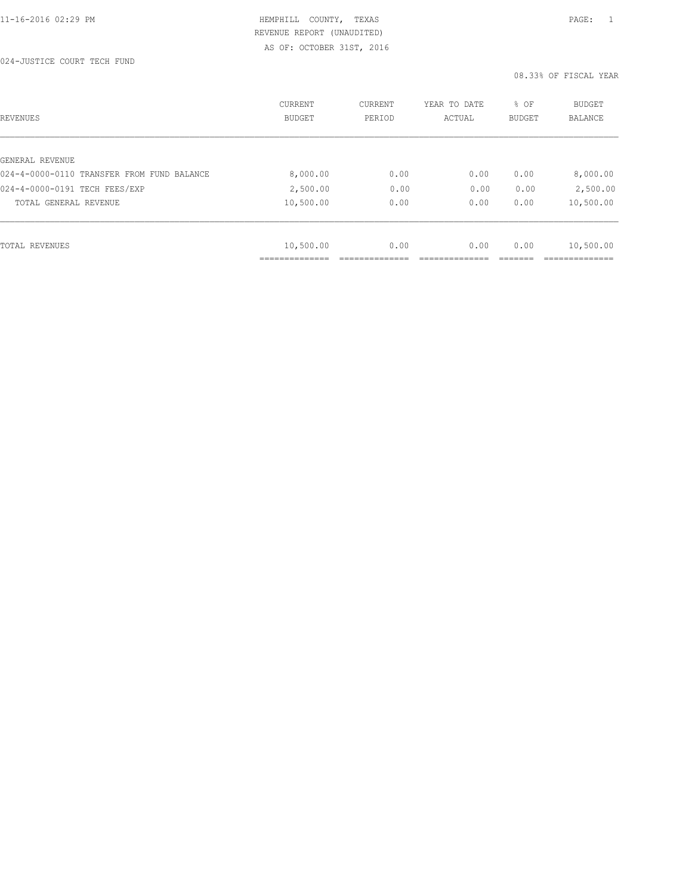HEMPHILL COUNTY, TEXAS
REVENUE REPORT (UNAUDITED)
AS OF: OCTOBER 31ST, 2016

024-JUSTICE COURT TECH FUND

08.33% OF FISCAL YEAR

| REVENUES | CURRENT BUDGET | CURRENT PERIOD | YEAR TO DATE ACTUAL | % OF BUDGET | BUDGET BALANCE |
|---|---|---|---|---|---|
| GENERAL REVENUE | | | | | |
| 024-4-0000-0110 TRANSFER FROM FUND BALANCE | 8,000.00 | 0.00 | 0.00 | 0.00 | 8,000.00 |
| 024-4-0000-0191 TECH FEES/EXP | 2,500.00 | 0.00 | 0.00 | 0.00 | 2,500.00 |
| TOTAL GENERAL REVENUE | 10,500.00 | 0.00 | 0.00 | 0.00 | 10,500.00 |
| TOTAL REVENUES | 10,500.00 | 0.00 | 0.00 | 0.00 | 10,500.00 |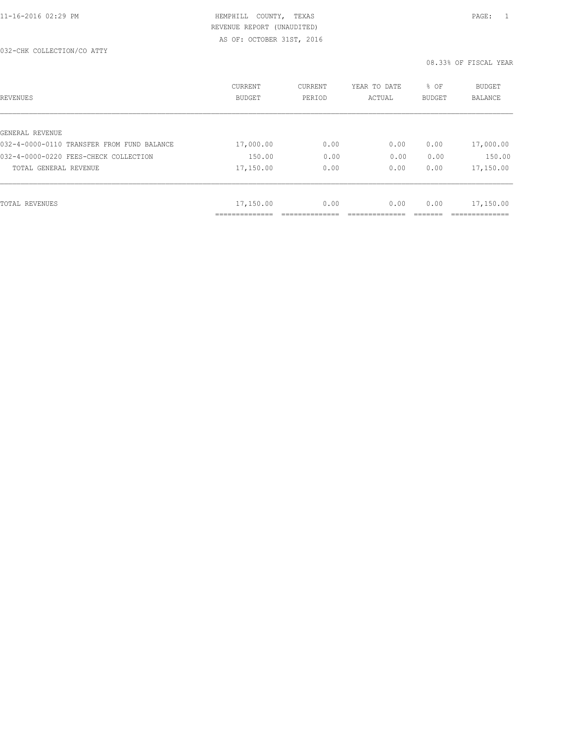HEMPHILL COUNTY, TEXAS
REVENUE REPORT (UNAUDITED)
AS OF: OCTOBER 31ST, 2016

032-CHK COLLECTION/CO ATTY

08.33% OF FISCAL YEAR

| REVENUES | CURRENT BUDGET | CURRENT PERIOD | YEAR TO DATE ACTUAL | % OF BUDGET | BUDGET BALANCE |
|---|---|---|---|---|---|
| GENERAL REVENUE | | | | | |
| 032-4-0000-0110 TRANSFER FROM FUND BALANCE | 17,000.00 | 0.00 | 0.00 | 0.00 | 17,000.00 |
| 032-4-0000-0220 FEES-CHECK COLLECTION | 150.00 | 0.00 | 0.00 | 0.00 | 150.00 |
| TOTAL GENERAL REVENUE | 17,150.00 | 0.00 | 0.00 | 0.00 | 17,150.00 |
| TOTAL REVENUES | 17,150.00 | 0.00 | 0.00 | 0.00 | 17,150.00 |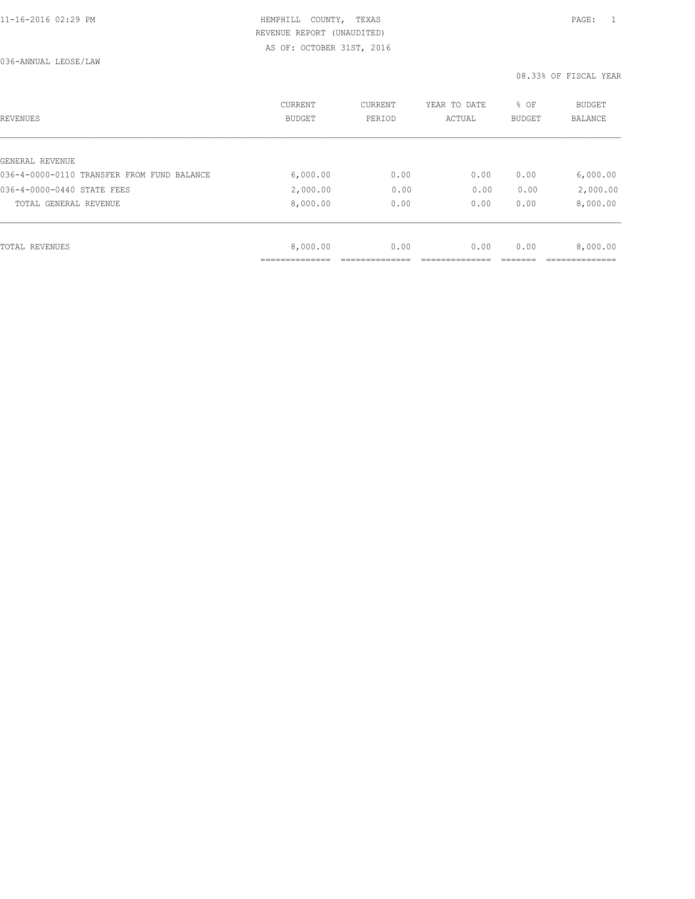11-16-2016 02:29 PM HEMPHILL COUNTY, TEXAS

REVENUE REPORT (UNAUDITED)

AS OF: OCTOBER 31ST, 2016

036-ANNUAL LEOSE/LAW

08.33% OF FISCAL YEAR

| REVENUES | CURRENT BUDGET | CURRENT PERIOD | YEAR TO DATE ACTUAL | % OF BUDGET | BUDGET BALANCE |
|---|---|---|---|---|---|
| GENERAL REVENUE | | | | | |
| 036-4-0000-0110 TRANSFER FROM FUND BALANCE | 6,000.00 | 0.00 | 0.00 | 0.00 | 6,000.00 |
| 036-4-0000-0440 STATE FEES | 2,000.00 | 0.00 | 0.00 | 0.00 | 2,000.00 |
| TOTAL GENERAL REVENUE | 8,000.00 | 0.00 | 0.00 | 0.00 | 8,000.00 |
| TOTAL REVENUES | 8,000.00 | 0.00 | 0.00 | 0.00 | 8,000.00 |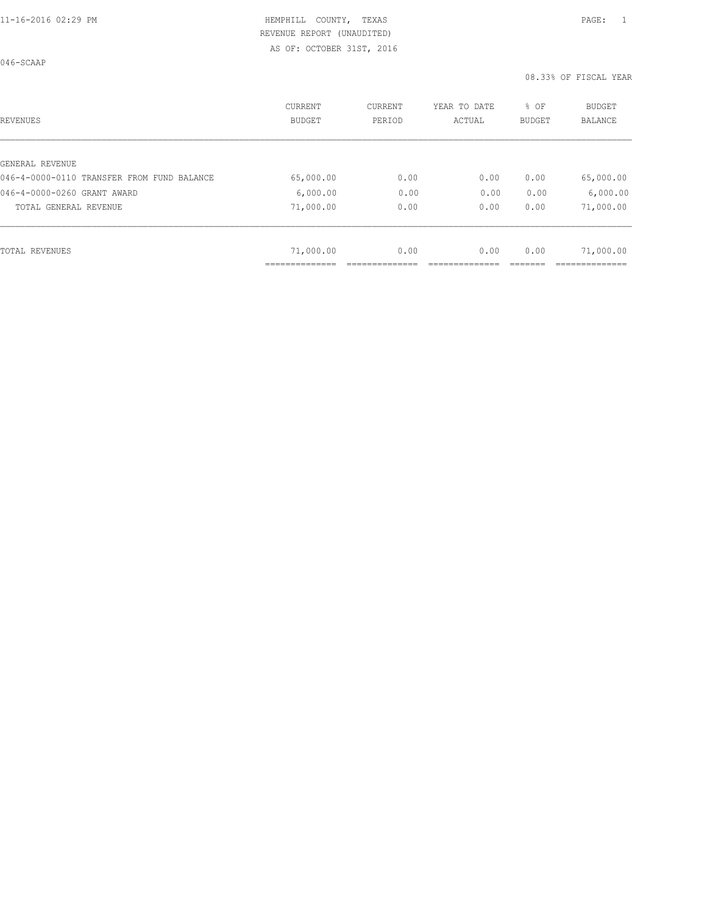HEMPHILL COUNTY, TEXAS
REVENUE REPORT (UNAUDITED)
AS OF: OCTOBER 31ST, 2016

046-SCAAP

08.33% OF FISCAL YEAR

| REVENUES | CURRENT BUDGET | CURRENT PERIOD | YEAR TO DATE ACTUAL | % OF BUDGET | BUDGET BALANCE |
|---|---|---|---|---|---|
| GENERAL REVENUE | | | | | |
| 046-4-0000-0110 TRANSFER FROM FUND BALANCE | 65,000.00 | 0.00 | 0.00 | 0.00 | 65,000.00 |
| 046-4-0000-0260 GRANT AWARD | 6,000.00 | 0.00 | 0.00 | 0.00 | 6,000.00 |
| TOTAL GENERAL REVENUE | 71,000.00 | 0.00 | 0.00 | 0.00 | 71,000.00 |
| TOTAL REVENUES | 71,000.00 | 0.00 | 0.00 | 0.00 | 71,000.00 |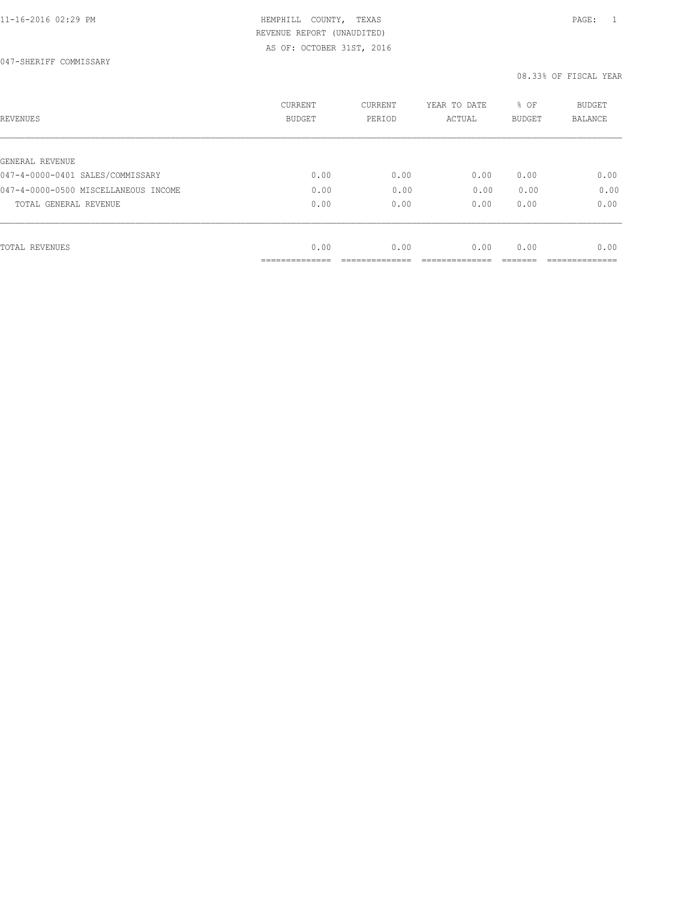HEMPHILL COUNTY, TEXAS
REVENUE REPORT (UNAUDITED)
AS OF: OCTOBER 31ST, 2016

047-SHERIFF COMMISSARY

08.33% OF FISCAL YEAR

| REVENUES | CURRENT BUDGET | CURRENT PERIOD | YEAR TO DATE ACTUAL | % OF BUDGET | BUDGET BALANCE |
|---|---|---|---|---|---|
| GENERAL REVENUE | | | | | |
| 047-4-0000-0401 SALES/COMMISSARY | 0.00 | 0.00 | 0.00 | 0.00 | 0.00 |
| 047-4-0000-0500 MISCELLANEOUS INCOME | 0.00 | 0.00 | 0.00 | 0.00 | 0.00 |
| TOTAL GENERAL REVENUE | 0.00 | 0.00 | 0.00 | 0.00 | 0.00 |
| TOTAL REVENUES | 0.00 | 0.00 | 0.00 | 0.00 | 0.00 |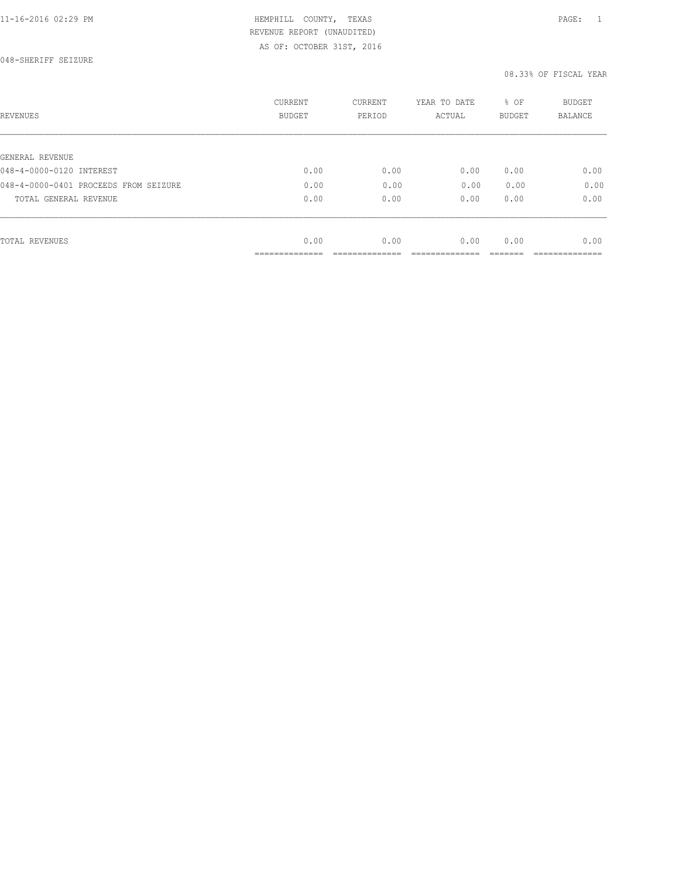11-16-2016 02:29 PM HEMPHILL COUNTY, TEXAS

REVENUE REPORT (UNAUDITED)

AS OF: OCTOBER 31ST, 2016

048-SHERIFF SEIZURE

08.33% OF FISCAL YEAR

| REVENUES | CURRENT BUDGET | CURRENT PERIOD | YEAR TO DATE ACTUAL | % OF BUDGET | BUDGET BALANCE |
|---|---|---|---|---|---|
| GENERAL REVENUE | | | | | |
| 048-4-0000-0120 INTEREST | 0.00 | 0.00 | 0.00 | 0.00 | 0.00 |
| 048-4-0000-0401 PROCEEDS FROM SEIZURE | 0.00 | 0.00 | 0.00 | 0.00 | 0.00 |
| TOTAL GENERAL REVENUE | 0.00 | 0.00 | 0.00 | 0.00 | 0.00 |
| TOTAL REVENUES | 0.00 | 0.00 | 0.00 | 0.00 | 0.00 |